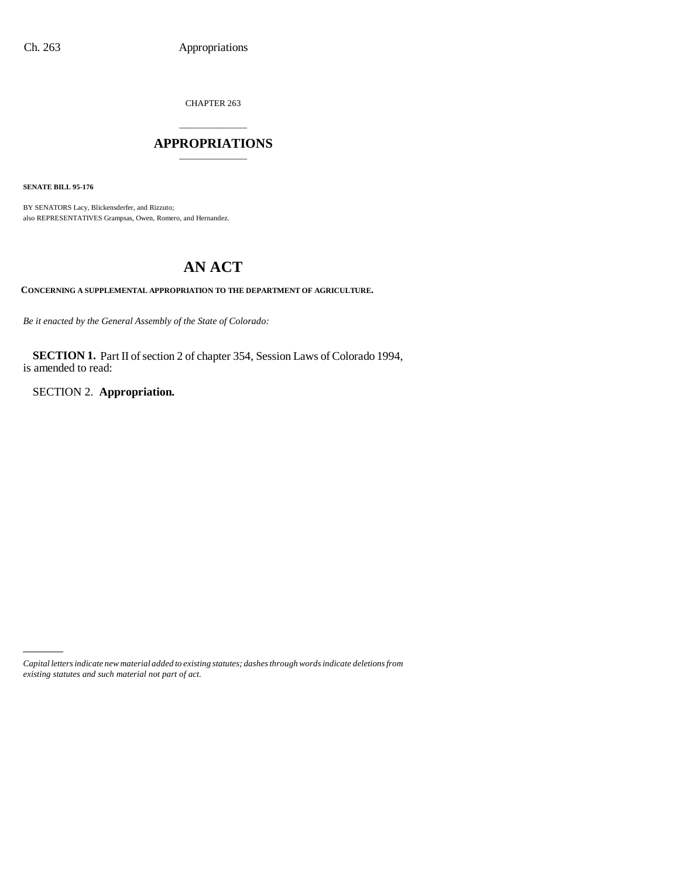CHAPTER 263

# APPROPRIATIONS

**SENATE BILL 95-176**

BY SENATORS Lacy, Blickensderfer, and Rizzuto;
also REPRESENTATIVES Grampsas, Owen, Romero, and Hernandez.

# AN ACT

**CONCERNING A SUPPLEMENTAL APPROPRIATION TO THE DEPARTMENT OF AGRICULTURE.**

*Be it enacted by the General Assembly of the State of Colorado:*

**SECTION 1.** Part II of section 2 of chapter 354, Session Laws of Colorado 1994, is amended to read:

SECTION 2. **Appropriation.**

*Capital letters indicate new material added to existing statutes; dashes through words indicate deletions from existing statutes and such material not part of act.*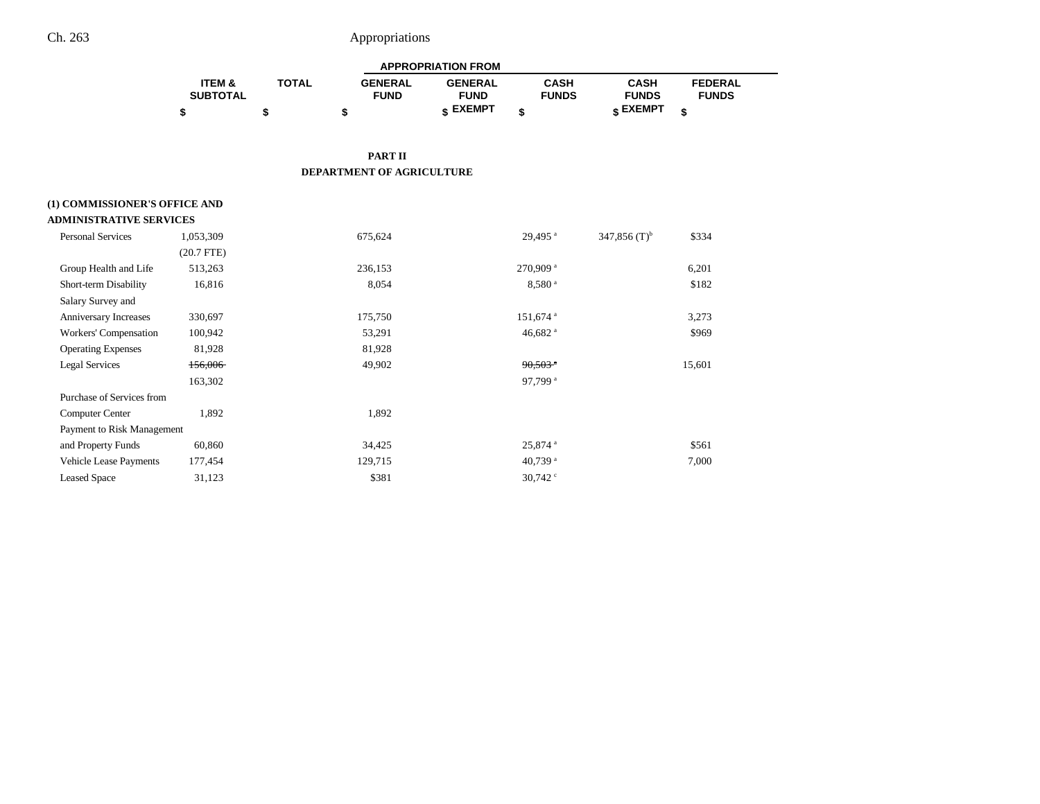| | ITEM & SUBTOTAL | TOTAL | APPROPRIATION FROM | | | | |
|---|---|---|---|---|---|---|---|
| | | | GENERAL FUND | GENERAL FUND EXEMPT | CASH FUNDS | CASH FUNDS EXEMPT | FEDERAL FUNDS |
| | $ | $ | $ | $ | $ | $ | $ |

## PART II
## DEPARTMENT OF AGRICULTURE

**(1) COMMISSIONER'S OFFICE AND ADMINISTRATIVE SERVICES**

| | ITEM & SUBTOTAL | TOTAL | GENERAL FUND | GENERAL FUND EXEMPT | CASH FUNDS | CASH FUNDS EXEMPT | FEDERAL FUNDS |
|---|---|---|---|---|---|---|---|
| Personal Services | 1,053,309 | | 675,624 | | 29,495 [a] | 347,856 (T)[b] | $334 |
| | (20.7 FTE) | | | | | | |
| Group Health and Life | 513,263 | | 236,153 | | 270,909 [a] | | 6,201 |
| Short-term Disability | 16,816 | | 8,054 | | 8,580 [a] | | $182 |
| Salary Survey and Anniversary Increases | 330,697 | | 175,750 | | 151,674 [a] | | 3,273 |
| Workers' Compensation | 100,942 | | 53,291 | | 46,682 [a] | | $969 |
| Operating Expenses | 81,928 | | 81,928 | | | | |
| Legal Services | ~~156,006~~ | | 49,902 | | ~~90,503~~ [a] | | 15,601 |
| | 163,302 | | | | 97,799 [a] | | |
| Purchase of Services from Computer Center | 1,892 | | 1,892 | | | | |
| Payment to Risk Management and Property Funds | 60,860 | | 34,425 | | 25,874 [a] | | $561 |
| Vehicle Lease Payments | 177,454 | | 129,715 | | 40,739 [a] | | 7,000 |
| Leased Space | 31,123 | | $381 | | 30,742 [c] | | |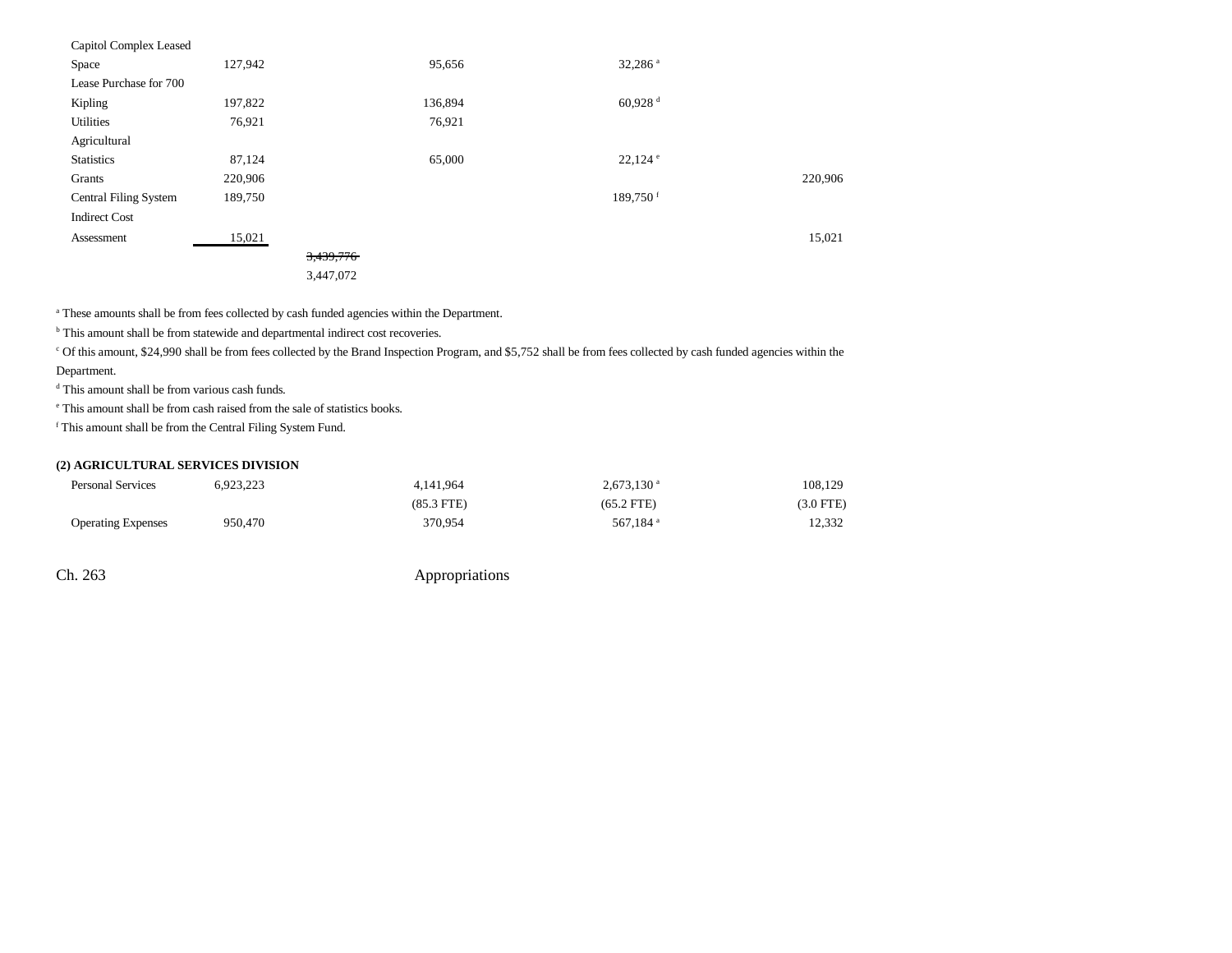| | | | | | |
|---|---|---|---|---|---|
| Capitol Complex Leased Space | 127,942 | | 95,656 | 32,286 [a] | |
| Lease Purchase for 700 Kipling | 197,822 | | 136,894 | 60,928 [d] | |
| Utilities | 76,921 | | 76,921 | | |
| Agricultural Statistics | 87,124 | | 65,000 | 22,124 [e] | |
| Grants | 220,906 | | | | 220,906 |
| Central Filing System | 189,750 | | | 189,750 [f] | |
| Indirect Cost Assessment | 15,021 | | | | 15,021 |
| | | ~~3,439,776~~ | | | |
| | | 3,447,072 | | | |

[a] These amounts shall be from fees collected by cash funded agencies within the Department.

[b] This amount shall be from statewide and departmental indirect cost recoveries.

[c] Of this amount, $24,990 shall be from fees collected by the Brand Inspection Program, and $5,752 shall be from fees collected by cash funded agencies within the Department.

[d] This amount shall be from various cash funds.

[e] This amount shall be from cash raised from the sale of statistics books.

[f] This amount shall be from the Central Filing System Fund.

**(2) AGRICULTURAL SERVICES DIVISION**

| | | | | | |
|---|---|---|---|---|---|
| Personal Services | 6,923,223 | | 4,141,964 | 2,673,130 [a] | 108,129 |
| | | | (85.3 FTE) | (65.2 FTE) | (3.0 FTE) |
| Operating Expenses | 950,470 | | 370,954 | 567,184 [a] | 12,332 |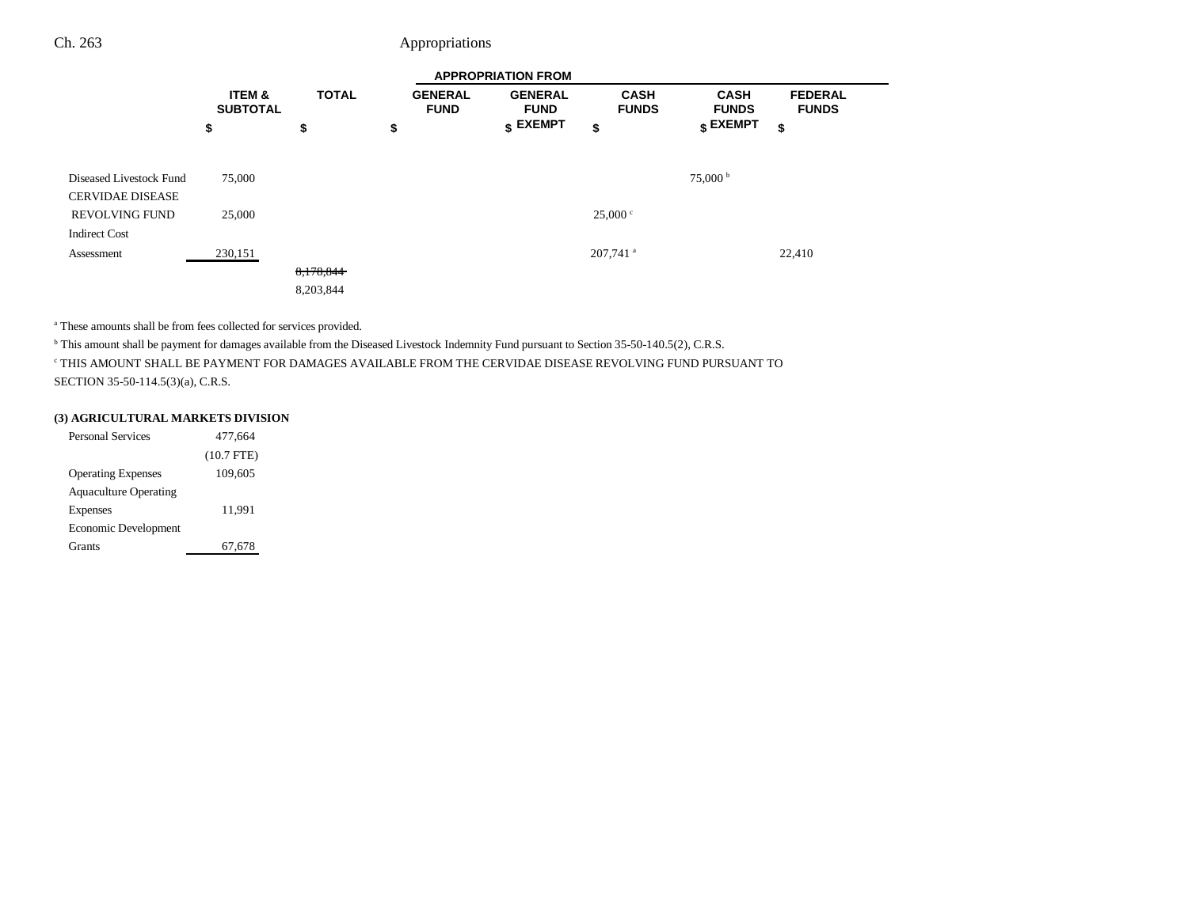| | ITEM & SUBTOTAL | TOTAL | APPROPRIATION FROM | | | | |
|---|---|---|---|---|---|---|---|
| | | | GENERAL FUND | GENERAL FUND EXEMPT | CASH FUNDS | CASH FUNDS EXEMPT | FEDERAL FUNDS |
| | $ | $ | $ | $ | $ | $ | $ |
| Diseased Livestock Fund | 75,000 | | | | | 75,000[b] | |
| CERVIDAE DISEASE REVOLVING FUND | 25,000 | | | | 25,000[c] | | |
| Indirect Cost Assessment | 230,151 | | | | 207,741[a] | | 22,410 |
| | | ~~8,178,844~~ 8,203,844 | | | | | |

[a] These amounts shall be from fees collected for services provided.

[b] This amount shall be payment for damages available from the Diseased Livestock Indemnity Fund pursuant to Section 35-50-140.5(2), C.R.S.

[c] THIS AMOUNT SHALL BE PAYMENT FOR DAMAGES AVAILABLE FROM THE CERVIDAE DISEASE REVOLVING FUND PURSUANT TO SECTION 35-50-114.5(3)(a), C.R.S.

**(3) AGRICULTURAL MARKETS DIVISION**

| | ITEM & SUBTOTAL |
|---|---|
| Personal Services | 477,664 (10.7 FTE) |
| Operating Expenses | 109,605 |
| Aquaculture Operating Expenses | 11,991 |
| Economic Development Grants | 67,678 |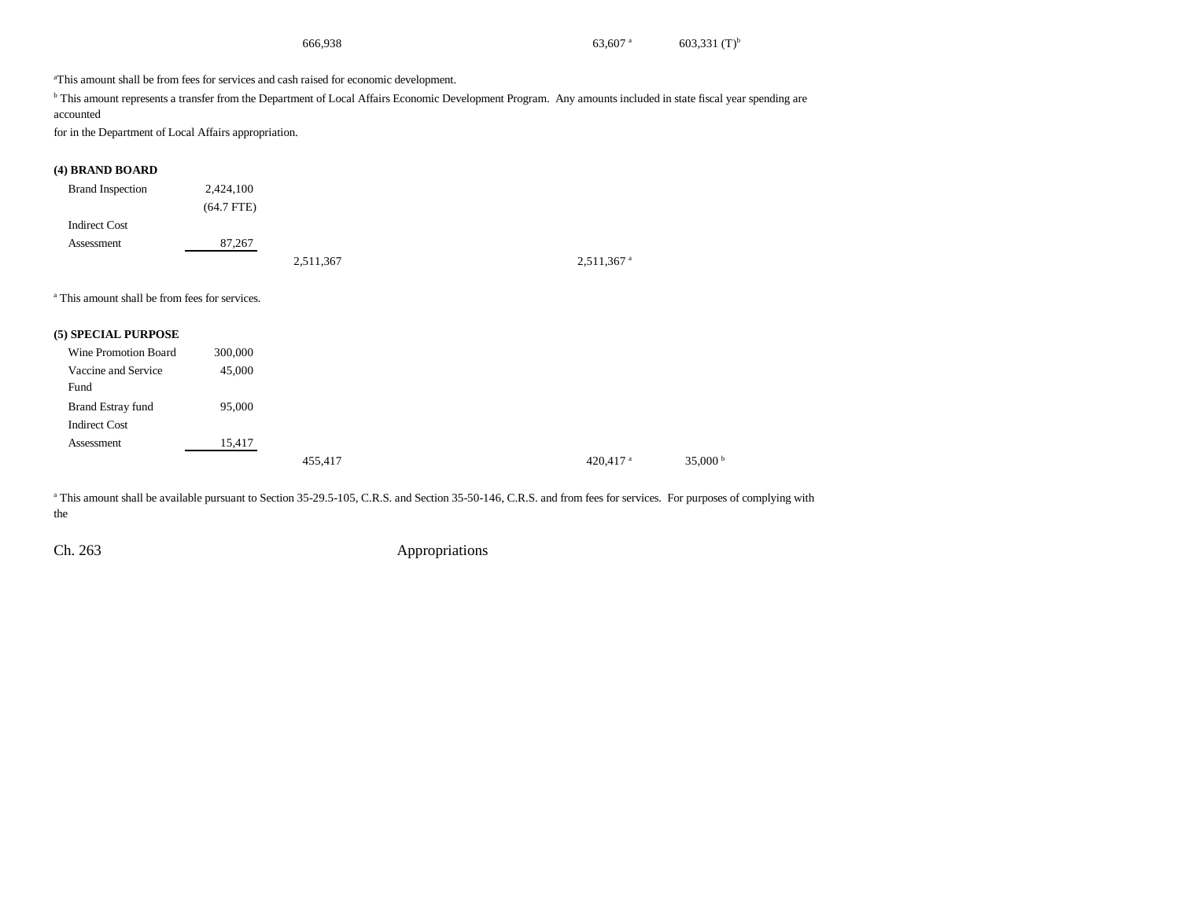| | | | | |
|---|---|---|---|---|
| | | 666,938 | 63,607 [a] | 603,331 (T)[b] |

[a]This amount shall be from fees for services and cash raised for economic development.

[b] This amount represents a transfer from the Department of Local Affairs Economic Development Program. Any amounts included in state fiscal year spending are accounted for in the Department of Local Affairs appropriation.

**(4) BRAND BOARD**

| | | | | |
|---|---|---|---|---|
| Brand Inspection | 2,424,100 | | | |
| | (64.7 FTE) | | | |
| Indirect Cost Assessment | 87,267 | | | |
| | | 2,511,367 | 2,511,367 [a] | |

[a] This amount shall be from fees for services.

**(5) SPECIAL PURPOSE**

| | | | | |
|---|---|---|---|---|
| Wine Promotion Board | 300,000 | | | |
| Vaccine and Service Fund | 45,000 | | | |
| Brand Estray fund | 95,000 | | | |
| Indirect Cost Assessment | 15,417 | | | |
| | | 455,417 | 420,417 [a] | 35,000 [b] |

[a] This amount shall be available pursuant to Section 35-29.5-105, C.R.S. and Section 35-50-146, C.R.S. and from fees for services. For purposes of complying with the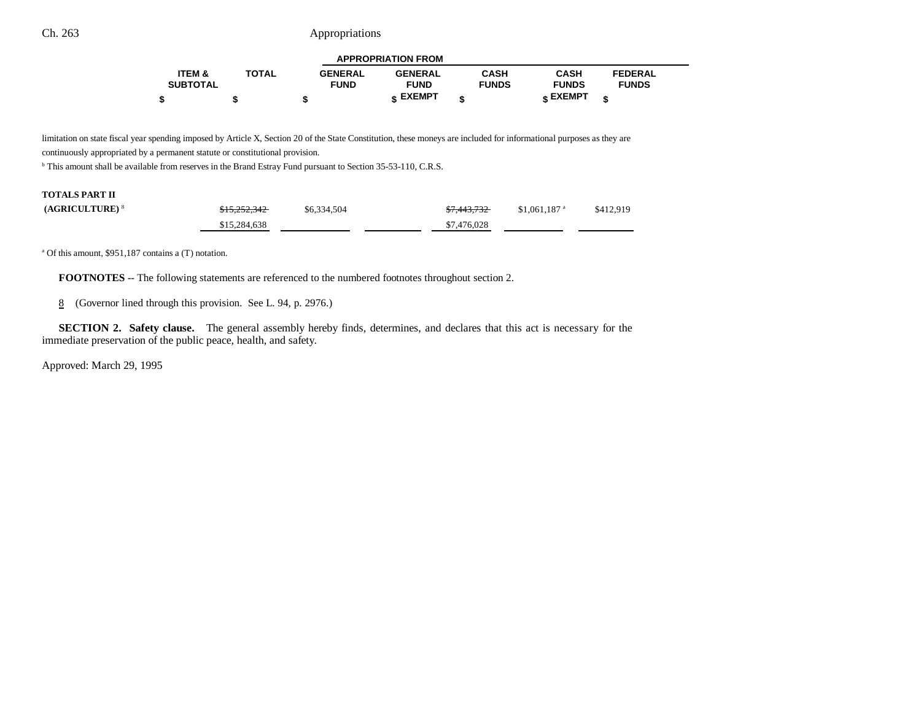| | ITEM & SUBTOTAL | TOTAL | APPROPRIATION FROM GENERAL FUND | GENERAL FUND EXEMPT | CASH FUNDS | CASH FUNDS EXEMPT | FEDERAL FUNDS |
|---|---|---|---|---|---|---|---|
| | $ | $ | $ | $ | $ | $ | $ |

limitation on state fiscal year spending imposed by Article X, Section 20 of the State Constitution, these moneys are included for informational purposes as they are continuously appropriated by a permanent statute or constitutional provision.

[b] This amount shall be available from reserves in the Brand Estray Fund pursuant to Section 35-53-110, C.R.S.

| | ITEM & SUBTOTAL | TOTAL | GENERAL FUND | GENERAL FUND EXEMPT | CASH FUNDS | CASH FUNDS EXEMPT | FEDERAL FUNDS |
|---|---|---|---|---|---|---|---|
| **TOTALS PART II** | | | | | | | |
| **(AGRICULTURE)** [8] | | ~~$15,252,342~~ | $6,334,504 | | ~~$7,443,732~~ | $1,061,187 [a] | $412,919 |
| | | $15,284,638 | | | $7,476,028 | | |

[a] Of this amount, $951,187 contains a (T) notation.

**FOOTNOTES** -- The following statements are referenced to the numbered footnotes throughout section 2.

8 (Governor lined through this provision. See L. 94, p. 2976.)

**SECTION 2. Safety clause.** The general assembly hereby finds, determines, and declares that this act is necessary for the immediate preservation of the public peace, health, and safety.

Approved: March 29, 1995